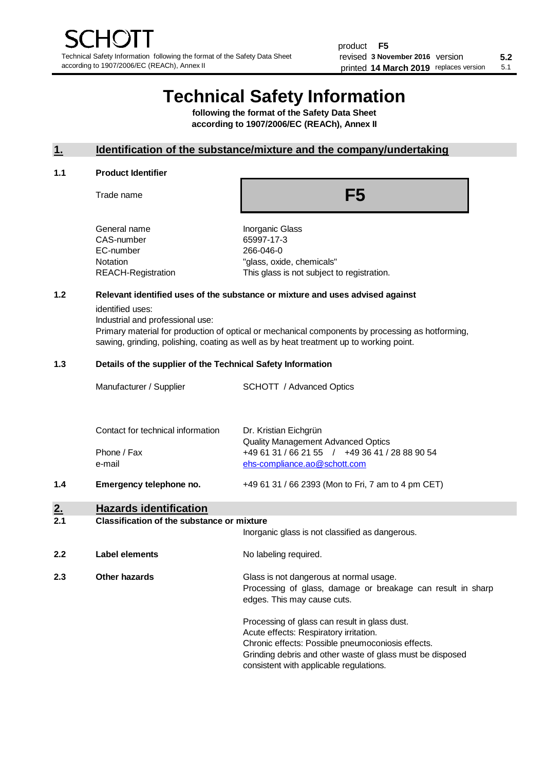SCHOTT

Technical Safety Information following the format of the Safety Data Sheet according to 1907/2006/EC (REACh), Annex II

product **F5**
revised **3 November 2016** version **5.2**
printed **14 March 2019** replaces version 5.1

# Technical Safety Information

**following the format of the Safety Data Sheet according to 1907/2006/EC (REACh), Annex II**

## 1. Identification of the substance/mixture and the company/undertaking

### 1.1 Product Identifier

| | |
|---|---|
| Trade name | **F5** |
| General name | Inorganic Glass |
| CAS-number | 65997-17-3 |
| EC-number | 266-046-0 |
| Notation | "glass, oxide, chemicals" |
| REACH-Registration | This glass is not subject to registration. |

### 1.2 Relevant identified uses of the substance or mixture and uses advised against

identified uses:
Industrial and professional use:
Primary material for production of optical or mechanical components by processing as hotforming, sawing, grinding, polishing, coating as well as by heat treatment up to working point.

### 1.3 Details of the supplier of the Technical Safety Information

| | |
|---|---|
| Manufacturer / Supplier | SCHOTT / Advanced Optics |
| Contact for technical information | Dr. Kristian Eichgrün<br>Quality Management Advanced Optics |
| Phone / Fax | +49 61 31 / 66 21 55 / +49 36 41 / 28 88 90 54 |
| e-mail | ehs-compliance.ao@schott.com |

### 1.4 Emergency telephone no.

+49 61 31 / 66 2393 (Mon to Fri, 7 am to 4 pm CET)

## 2. Hazards identification

### 2.1 Classification of the substance or mixture

Inorganic glass is not classified as dangerous.

### 2.2 Label elements

No labeling required.

### 2.3 Other hazards

Glass is not dangerous at normal usage.
Processing of glass, damage or breakage can result in sharp edges. This may cause cuts.

Processing of glass can result in glass dust.
Acute effects: Respiratory irritation.
Chronic effects: Possible pneumoconiosis effects.
Grinding debris and other waste of glass must be disposed consistent with applicable regulations.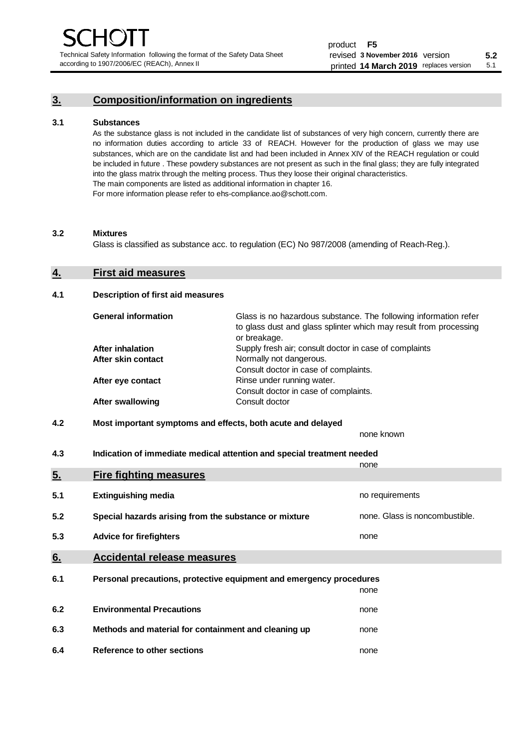## 3. Composition/information on ingredients

### 3.1 Substances

As the substance glass is not included in the candidate list of substances of very high concern, currently there are no information duties according to article 33 of REACH. However for the production of glass we may use substances, which are on the candidate list and had been included in Annex XIV of the REACH regulation or could be included in future . These powdery substances are not present as such in the final glass; they are fully integrated into the glass matrix through the melting process. Thus they loose their original characteristics.
The main components are listed as additional information in chapter 16.
For more information please refer to ehs-compliance.ao@schott.com.

### 3.2 Mixtures

Glass is classified as substance acc. to regulation (EC) No 987/2008 (amending of Reach-Reg.).

## 4. First aid measures

### 4.1 Description of first aid measures

| | |
|---|---|
| **General information** | Glass is no hazardous substance. The following information refer to glass dust and glass splinter which may result from processing or breakage. |
| **After inhalation** | Supply fresh air; consult doctor in case of complaints |
| **After skin contact** | Normally not dangerous. Consult doctor in case of complaints. |
| **After eye contact** | Rinse under running water. Consult doctor in case of complaints. |
| **After swallowing** | Consult doctor |

### 4.2 Most important symptoms and effects, both acute and delayed

none known

### 4.3 Indication of immediate medical attention and special treatment needed

none

## 5. Fire fighting measures

**5.1 Extinguishing media** — no requirements

**5.2 Special hazards arising from the substance or mixture** — none. Glass is noncombustible.

**5.3 Advice for firefighters** — none

## 6. Accidental release measures

**6.1 Personal precautions, protective equipment and emergency procedures** — none

**6.2 Environmental Precautions** — none

**6.3 Methods and material for containment and cleaning up** — none

**6.4 Reference to other sections** — none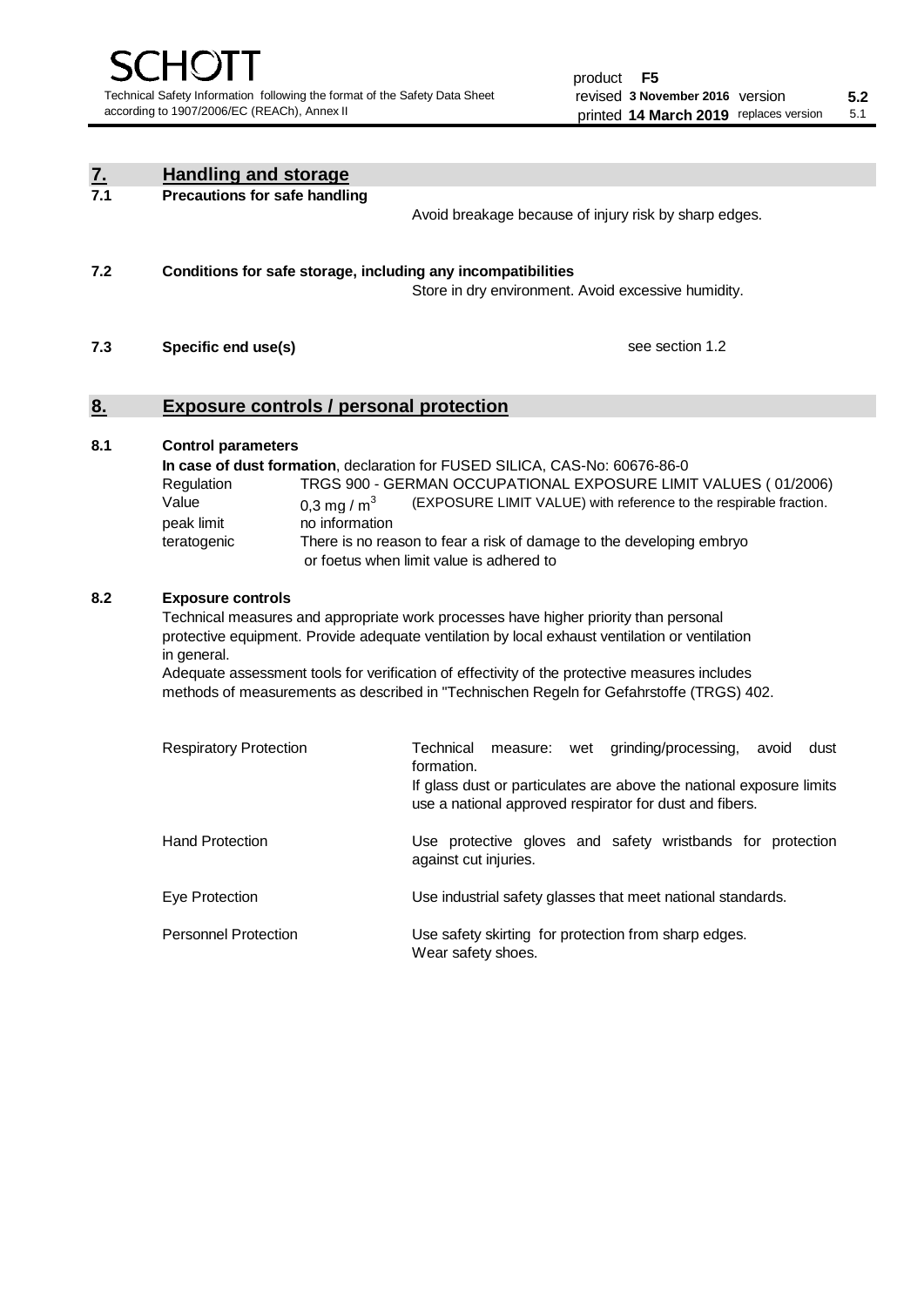## 7. Handling and storage

**7.1 Precautions for safe handling**

Avoid breakage because of injury risk by sharp edges.

**7.2 Conditions for safe storage, including any incompatibilities**

Store in dry environment. Avoid excessive humidity.

**7.3 Specific end use(s)**

see section 1.2

## 8. Exposure controls / personal protection

**8.1 Control parameters**

**In case of dust formation**, declaration for FUSED SILICA, CAS-No: 60676-86-0

| | |
|---|---|
| Regulation | TRGS 900 - GERMAN OCCUPATIONAL EXPOSURE LIMIT VALUES ( 01/2006) |
| Value | 0,3 mg / $m^3$ (EXPOSURE LIMIT VALUE) with reference to the respirable fraction. |
| peak limit | no information |
| teratogenic | There is no reason to fear a risk of damage to the developing embryo or foetus when limit value is adhered to |

**8.2 Exposure controls**

Technical measures and appropriate work processes have higher priority than personal protective equipment. Provide adequate ventilation by local exhaust ventilation or ventilation in general.

Adequate assessment tools for verification of effectivity of the protective measures includes methods of measurements as described in "Technischen Regeln for Gefahrstoffe (TRGS) 402.

| | |
|---|---|
| Respiratory Protection | Technical measure: wet grinding/processing, avoid dust formation. If glass dust or particulates are above the national exposure limits use a national approved respirator for dust and fibers. |
| Hand Protection | Use protective gloves and safety wristbands for protection against cut injuries. |
| Eye Protection | Use industrial safety glasses that meet national standards. |
| Personnel Protection | Use safety skirting for protection from sharp edges. Wear safety shoes. |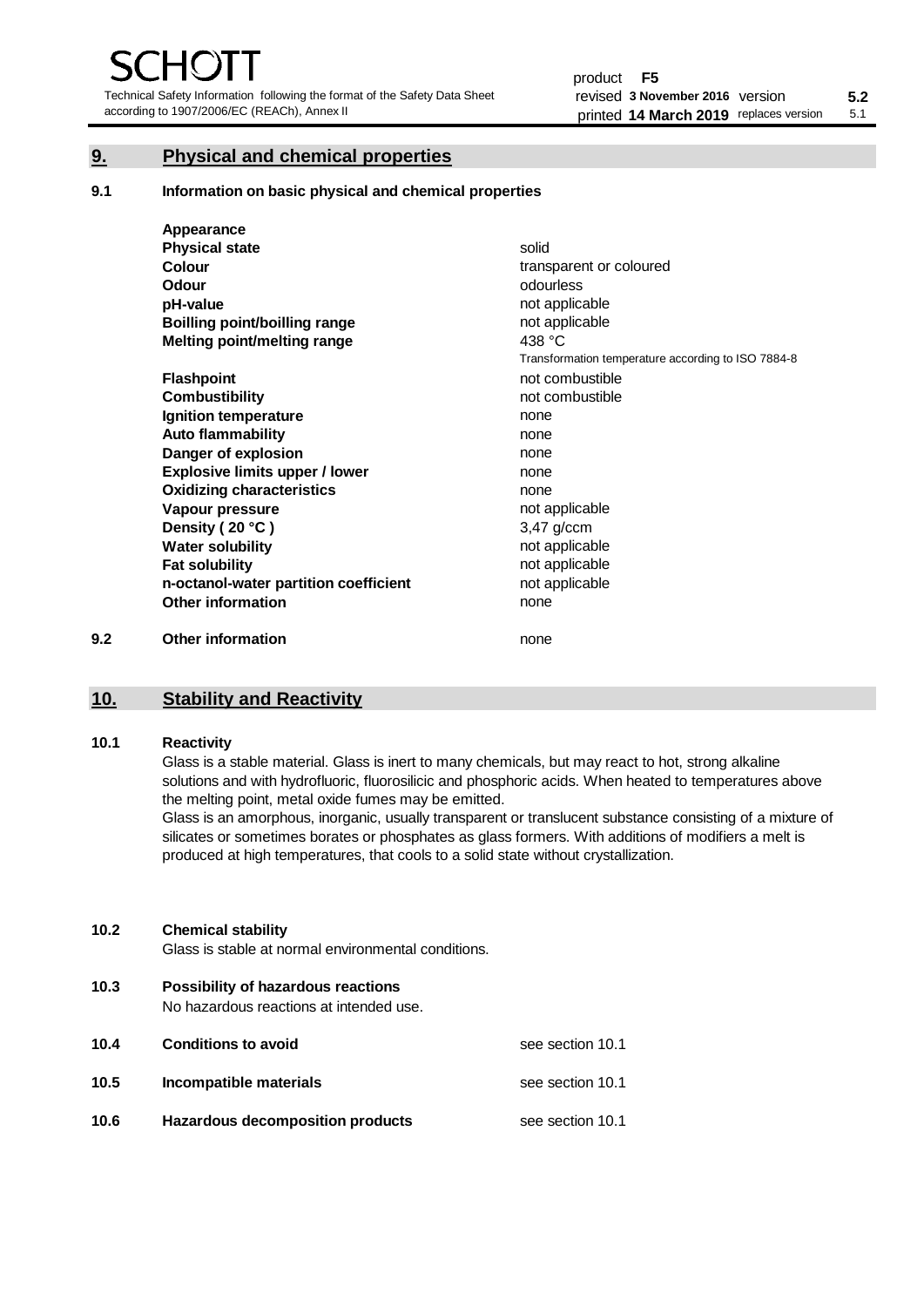## 9. Physical and chemical properties

### 9.1 Information on basic physical and chemical properties

| | |
|---|---|
| **Appearance** | |
| **Physical state** | solid |
| **Colour** | transparent or coloured |
| **Odour** | odourless |
| **pH-value** | not applicable |
| **Boilling point/boilling range** | not applicable |
| **Melting point/melting range** | 438 °C<br>Transformation temperature according to ISO 7884-8 |
| **Flashpoint** | not combustible |
| **Combustibility** | not combustible |
| **Ignition temperature** | none |
| **Auto flammability** | none |
| **Danger of explosion** | none |
| **Explosive limits upper / lower** | none |
| **Oxidizing characteristics** | none |
| **Vapour pressure** | not applicable |
| **Density ( 20 °C )** | 3,47 g/ccm |
| **Water solubility** | not applicable |
| **Fat solubility** | not applicable |
| **n-octanol-water partition coefficient** | not applicable |
| **Other information** | none |

### 9.2 Other information

none

## 10. Stability and Reactivity

### 10.1 Reactivity

Glass is a stable material. Glass is inert to many chemicals, but may react to hot, strong alkaline solutions and with hydrofluoric, fluorosilicic and phosphoric acids. When heated to temperatures above the melting point, metal oxide fumes may be emitted.
Glass is an amorphous, inorganic, usually transparent or translucent substance consisting of a mixture of silicates or sometimes borates or phosphates as glass formers. With additions of modifiers a melt is produced at high temperatures, that cools to a solid state without crystallization.

### 10.2 Chemical stability

Glass is stable at normal environmental conditions.

### 10.3 Possibility of hazardous reactions

No hazardous reactions at intended use.

### 10.4 Conditions to avoid

see section 10.1

### 10.5 Incompatible materials

see section 10.1

### 10.6 Hazardous decomposition products

see section 10.1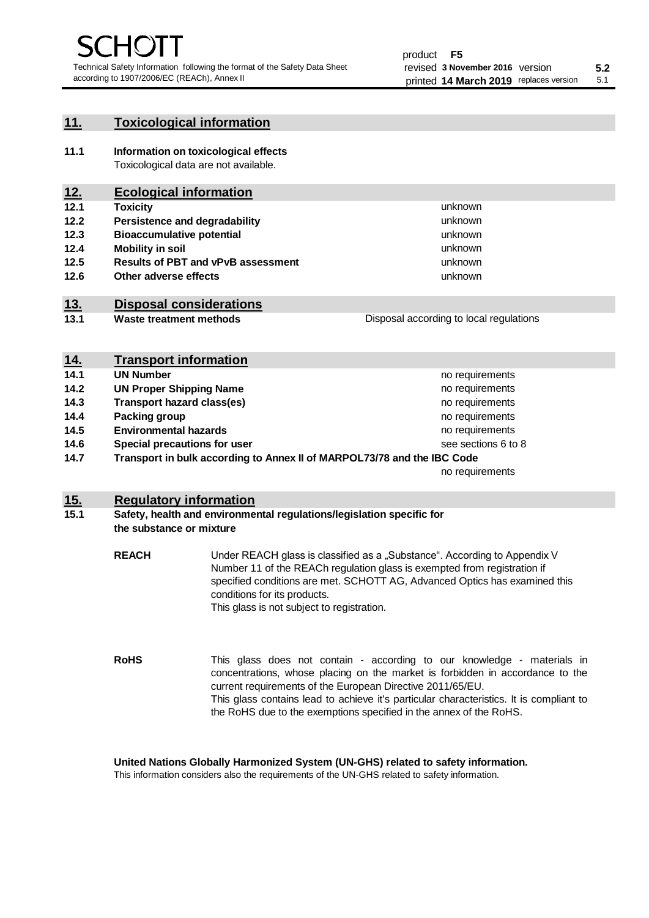## 11. Toxicological information

**11.1 Information on toxicological effects**

Toxicological data are not available.

## 12. Ecological information

| | | |
|---|---|---|
| **12.1** | **Toxicity** | unknown |
| **12.2** | **Persistence and degradability** | unknown |
| **12.3** | **Bioaccumulative potential** | unknown |
| **12.4** | **Mobility in soil** | unknown |
| **12.5** | **Results of PBT and vPvB assessment** | unknown |
| **12.6** | **Other adverse effects** | unknown |

## 13. Disposal considerations

| | | |
|---|---|---|
| **13.1** | **Waste treatment methods** | Disposal according to local regulations |

## 14. Transport information

| | | |
|---|---|---|
| **14.1** | **UN Number** | no requirements |
| **14.2** | **UN Proper Shipping Name** | no requirements |
| **14.3** | **Transport hazard class(es)** | no requirements |
| **14.4** | **Packing group** | no requirements |
| **14.5** | **Environmental hazards** | no requirements |
| **14.6** | **Special precautions for user** | see sections 6 to 8 |
| **14.7** | **Transport in bulk according to Annex II of MARPOL73/78 and the IBC Code** | no requirements |

## 15. Regulatory information

**15.1 Safety, health and environmental regulations/legislation specific for the substance or mixture**

**REACH** Under REACH glass is classified as a „Substance“. According to Appendix V Number 11 of the REACh regulation glass is exempted from registration if specified conditions are met. SCHOTT AG, Advanced Optics has examined this conditions for its products.
This glass is not subject to registration.

**RoHS** This glass does not contain - according to our knowledge - materials in concentrations, whose placing on the market is forbidden in accordance to the current requirements of the European Directive 2011/65/EU.
This glass contains lead to achieve it's particular characteristics. It is compliant to the RoHS due to the exemptions specified in the annex of the RoHS.

**United Nations Globally Harmonized System (UN-GHS) related to safety information.**

This information considers also the requirements of the UN-GHS related to safety information.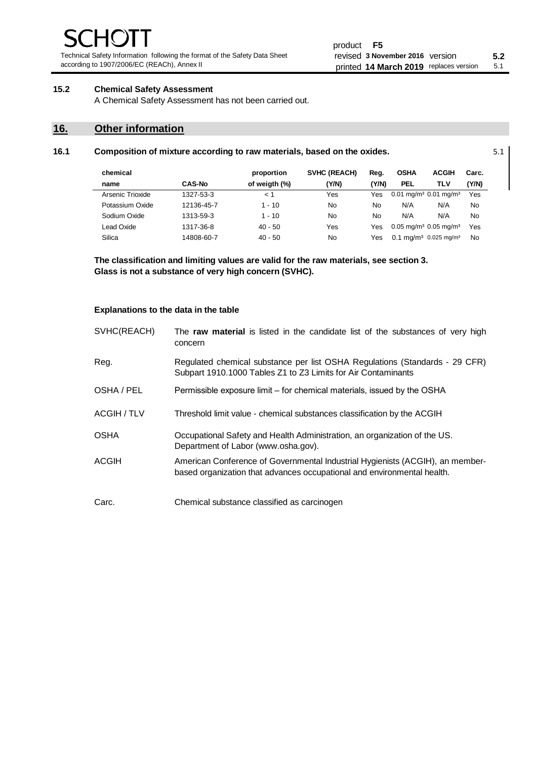### 15.2 Chemical Safety Assessment

A Chemical Safety Assessment has not been carried out.

## 16. Other information

### 16.1 Composition of mixture according to raw materials, based on the oxides.

5.1

| chemical name | CAS-No | proportion of weigth (%) | SVHC (REACH) (Y/N) | Reg. (Y/N) | OSHA PEL | ACGIH TLV | Carc. (Y/N) |
|---|---|---|---|---|---|---|---|
| Arsenic Trioxide | 1327-53-3 | < 1 | Yes | Yes | 0.01 mg/m³ | 0.01 mg/m³ | Yes |
| Potassium Oxide | 12136-45-7 | 1 - 10 | No | No | N/A | N/A | No |
| Sodium Oxide | 1313-59-3 | 1 - 10 | No | No | N/A | N/A | No |
| Lead Oxide | 1317-36-8 | 40 - 50 | Yes | Yes | 0.05 mg/m³ | 0.05 mg/m³ | Yes |
| Silica | 14808-60-7 | 40 - 50 | No | Yes | 0.1 mg/m³ | 0.025 mg/m³ | No |

**The classification and limiting values are valid for the raw materials, see section 3.**
**Glass is not a substance of very high concern (SVHC).**

**Explanations to the data in the table**

| | |
|---|---|
| SVHC(REACH) | The **raw material** is listed in the candidate list of the substances of very high concern |
| Reg. | Regulated chemical substance per list OSHA Regulations (Standards - 29 CFR) Subpart 1910.1000 Tables Z1 to Z3 Limits for Air Contaminants |
| OSHA / PEL | Permissible exposure limit – for chemical materials, issued by the OSHA |
| ACGIH / TLV | Threshold limit value - chemical substances classification by the ACGIH |
| OSHA | Occupational Safety and Health Administration, an organization of the US. Department of Labor (www.osha.gov). |
| ACGIH | American Conference of Governmental Industrial Hygienists (ACGIH), an member-based organization that advances occupational and environmental health. |
| Carc. | Chemical substance classified as carcinogen |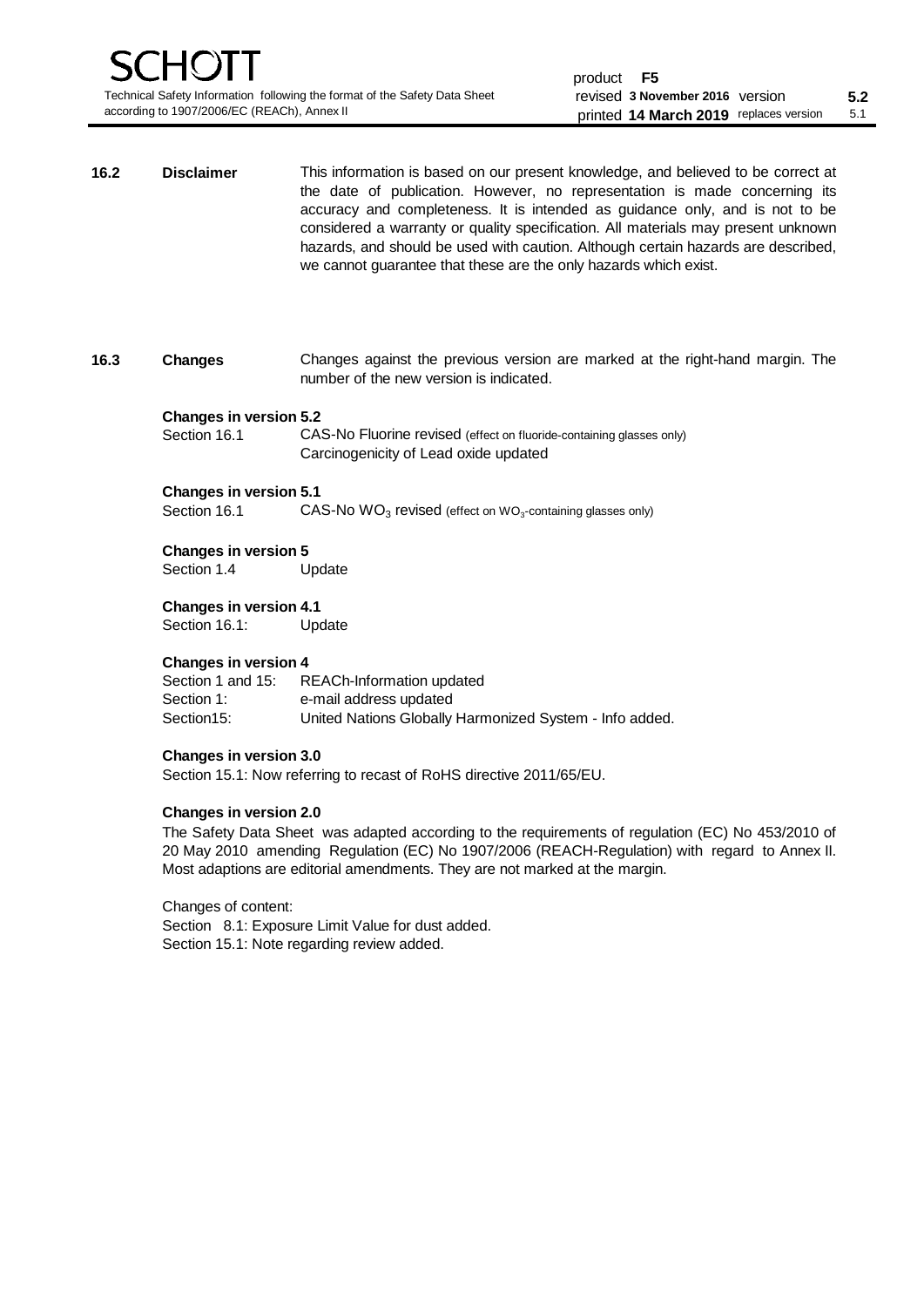**16.2 Disclaimer**

This information is based on our present knowledge, and believed to be correct at the date of publication. However, no representation is made concerning its accuracy and completeness. It is intended as guidance only, and is not to be considered a warranty or quality specification. All materials may present unknown hazards, and should be used with caution. Although certain hazards are described, we cannot guarantee that these are the only hazards which exist.

**16.3 Changes**

Changes against the previous version are marked at the right-hand margin. The number of the new version is indicated.

**Changes in version 5.2**

Section 16.1 CAS-No Fluorine revised (effect on fluoride-containing glasses only)
Carcinogenicity of Lead oxide updated

**Changes in version 5.1**

Section 16.1 CAS-No $WO_3$ revised (effect on $WO_3$-containing glasses only)

**Changes in version 5**

Section 1.4 Update

**Changes in version 4.1**

Section 16.1: Update

**Changes in version 4**

Section 1 and 15: REACh-Information updated
Section 1: e-mail address updated
Section15: United Nations Globally Harmonized System - Info added.

**Changes in version 3.0**

Section 15.1: Now referring to recast of RoHS directive 2011/65/EU.

**Changes in version 2.0**

The Safety Data Sheet was adapted according to the requirements of regulation (EC) No 453/2010 of 20 May 2010 amending Regulation (EC) No 1907/2006 (REACH-Regulation) with regard to Annex II. Most adaptions are editorial amendments. They are not marked at the margin.

Changes of content:
Section 8.1: Exposure Limit Value for dust added.
Section 15.1: Note regarding review added.